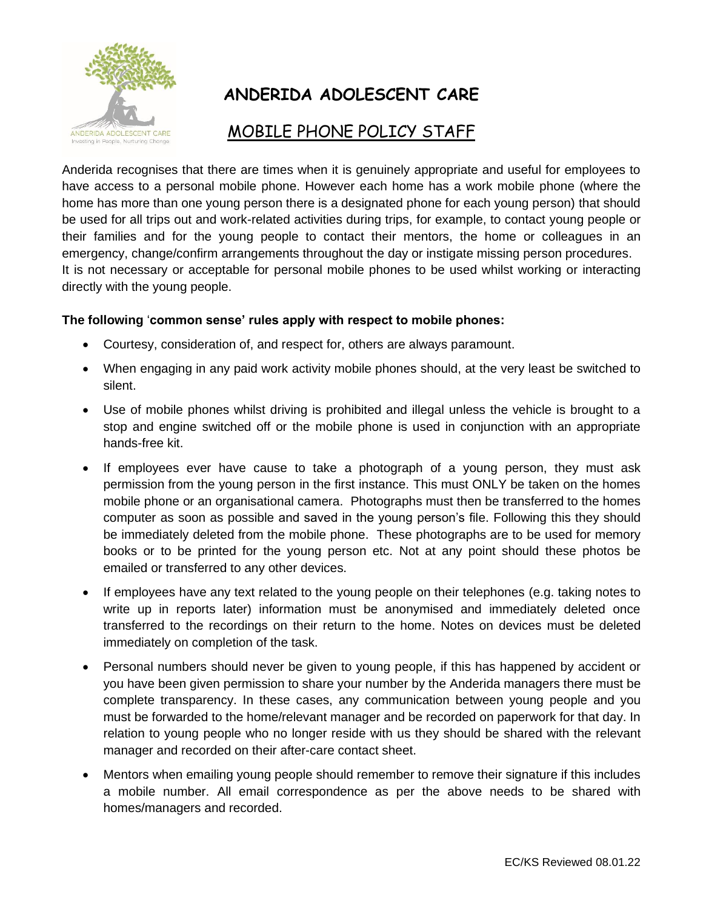# ANDERIDA ADOLESCENT CARE

## MOBILE PHONE POLICY STAFF

Anderida recognises that there are times when it is genuinely appropriate and useful for employees to have access to a personal mobile phone. However each home has a work mobile phone (where the home has more than one young person there is a designated phone for each young person) that should be used for all trips out and work-related activities during trips, for example, to contact young people or their families and for the young people to contact their mentors, the home or colleagues in an emergency, change/confirm arrangements throughout the day or instigate missing person procedures.
It is not necessary or acceptable for personal mobile phones to be used whilst working or interacting directly with the young people.

**The following 'common sense' rules apply with respect to mobile phones:**

- Courtesy, consideration of, and respect for, others are always paramount.
- When engaging in any paid work activity mobile phones should, at the very least be switched to silent.
- Use of mobile phones whilst driving is prohibited and illegal unless the vehicle is brought to a stop and engine switched off or the mobile phone is used in conjunction with an appropriate hands-free kit.
- If employees ever have cause to take a photograph of a young person, they must ask permission from the young person in the first instance. This must ONLY be taken on the homes mobile phone or an organisational camera. Photographs must then be transferred to the homes computer as soon as possible and saved in the young person's file. Following this they should be immediately deleted from the mobile phone. These photographs are to be used for memory books or to be printed for the young person etc. Not at any point should these photos be emailed or transferred to any other devices.
- If employees have any text related to the young people on their telephones (e.g. taking notes to write up in reports later) information must be anonymised and immediately deleted once transferred to the recordings on their return to the home. Notes on devices must be deleted immediately on completion of the task.
- Personal numbers should never be given to young people, if this has happened by accident or you have been given permission to share your number by the Anderida managers there must be complete transparency. In these cases, any communication between young people and you must be forwarded to the home/relevant manager and be recorded on paperwork for that day. In relation to young people who no longer reside with us they should be shared with the relevant manager and recorded on their after-care contact sheet.
- Mentors when emailing young people should remember to remove their signature if this includes a mobile number. All email correspondence as per the above needs to be shared with homes/managers and recorded.

EC/KS Reviewed 08.01.22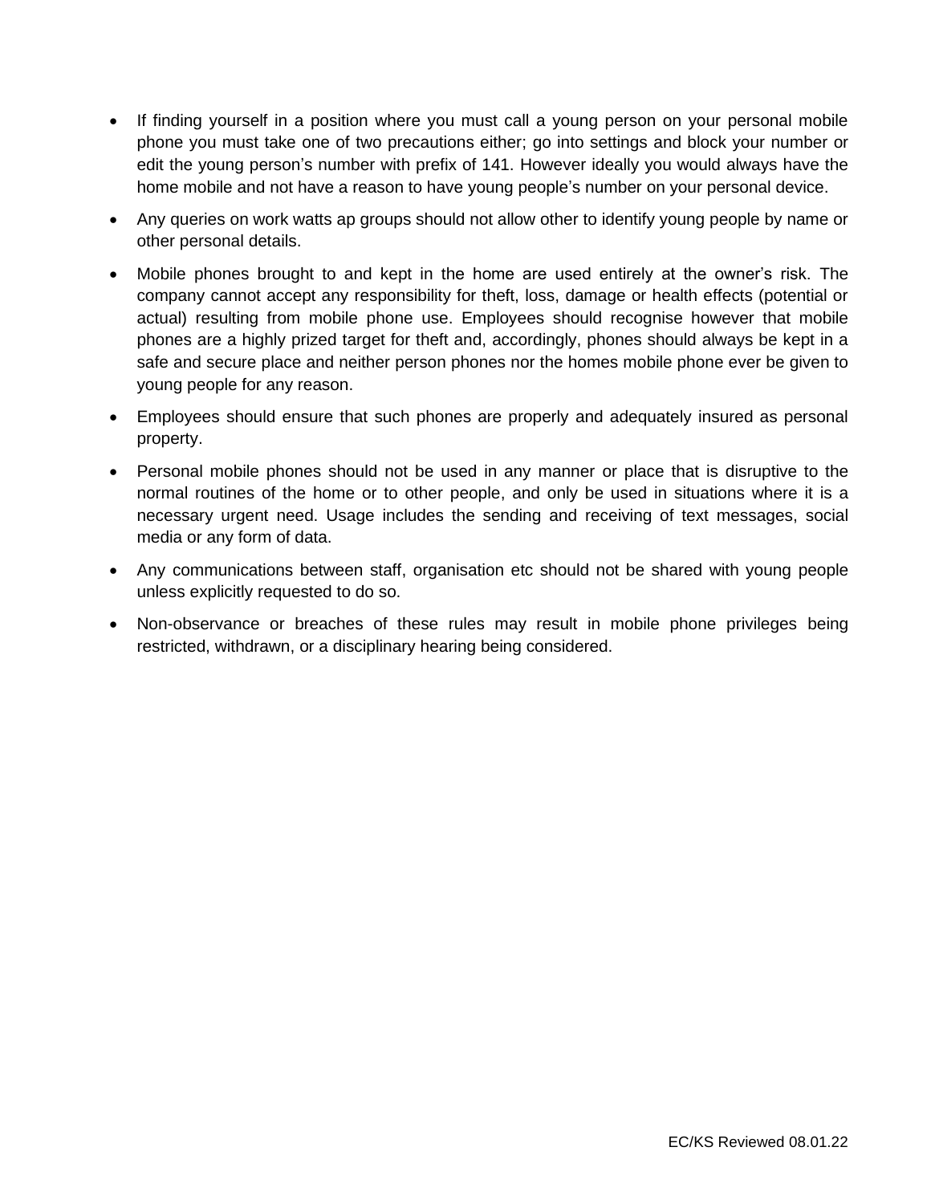- If finding yourself in a position where you must call a young person on your personal mobile phone you must take one of two precautions either; go into settings and block your number or edit the young person's number with prefix of 141. However ideally you would always have the home mobile and not have a reason to have young people's number on your personal device.
- Any queries on work watts ap groups should not allow other to identify young people by name or other personal details.
- Mobile phones brought to and kept in the home are used entirely at the owner's risk. The company cannot accept any responsibility for theft, loss, damage or health effects (potential or actual) resulting from mobile phone use. Employees should recognise however that mobile phones are a highly prized target for theft and, accordingly, phones should always be kept in a safe and secure place and neither person phones nor the homes mobile phone ever be given to young people for any reason.
- Employees should ensure that such phones are properly and adequately insured as personal property.
- Personal mobile phones should not be used in any manner or place that is disruptive to the normal routines of the home or to other people, and only be used in situations where it is a necessary urgent need. Usage includes the sending and receiving of text messages, social media or any form of data.
- Any communications between staff, organisation etc should not be shared with young people unless explicitly requested to do so.
- Non-observance or breaches of these rules may result in mobile phone privileges being restricted, withdrawn, or a disciplinary hearing being considered.

EC/KS Reviewed 08.01.22